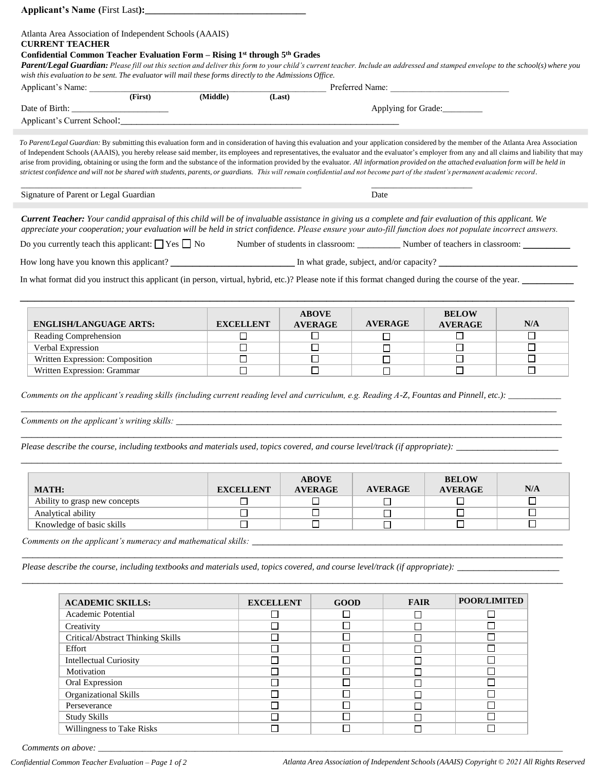**Applicant's Name (**First Last**):**________________________________

Atlanta Area Association of Independent Schools (AAAIS)

**CURRENT TEACHER**

**Confidential Common Teacher Evaluation Form – Rising 1st through 5th Grades**

***Parent/Legal Guardian:*** *Please fill out this section and deliver this form to your child's current teacher. Include an addressed and stamped envelope to the school(s) where you wish this evaluation to be sent. The evaluator will mail these forms directly to the Admissions Office.*

Applicant's Name: ______________________________________________ Preferred Name: __________________________
(**First**) (**Middle**) (**Last**)

Date of Birth: _____________________ Applying for Grade:_________

Applicant's Current School:_____________________________________________________________

*To Parent/Legal Guardian:* By submitting this evaluation form and in consideration of having this evaluation and your application considered by the member of the Atlanta Area Association of Independent Schools (AAAIS), you hereby release said member, its employees and representatives, the evaluator and the evaluator's employer from any and all claims and liability that may arise from providing, obtaining or using the form and the substance of the information provided by the evaluator. *All information provided on the attached evaluation form will be held in strictest confidence and will not be shared with students, parents, or guardians. This will remain confidential and not become part of the student's permanent academic record.*

_______________________________________________________________ ______________________

Signature of Parent or Legal Guardian Date

***Current Teacher:*** *Your candid appraisal of this child will be of invaluable assistance in giving us a complete and fair evaluation of this applicant. We appreciate your cooperation; your evaluation will be held in strict confidence. Please ensure your auto-fill function does not populate incorrect answers.*

Do you currently teach this applicant: ☐ Yes ☐ No Number of students in classroom: _________ Number of teachers in classroom: __________

How long have you known this applicant? ____________________________ In what grade, subject, and/or capacity? _______________________________

In what format did you instruct this applicant (in person, virtual, hybrid, etc.)? Please note if this format changed during the course of the year. ___________

________________________________________________________________________________________________________

| ENGLISH/LANGUAGE ARTS: | EXCELLENT | ABOVE AVERAGE | AVERAGE | BELOW AVERAGE | N/A |
|---|---|---|---|---|---|
| Reading Comprehension | ☐ | ☐ | ☐ | ☐ | ☐ |
| Verbal Expression | ☐ | ☐ | ☐ | ☐ | ☐ |
| Written Expression: Composition | ☐ | ☐ | ☐ | ☐ | ☐ |
| Written Expression: Grammar | ☐ | ☐ | ☐ | ☐ | ☐ |

*Comments on the applicant's reading skills (including current reading level and curriculum, e.g. Reading A-Z, Fountas and Pinnell, etc.):* ___________

________________________________________________________________________________________________________

*Comments on the applicant's writing skills:* ____________________________________________________________________________

________________________________________________________________________________________________________

*Please describe the course, including textbooks and materials used, topics covered, and course level/track (if appropriate):* ______________________

________________________________________________________________________________________________________

| MATH: | EXCELLENT | ABOVE AVERAGE | AVERAGE | BELOW AVERAGE | N/A |
|---|---|---|---|---|---|
| Ability to grasp new concepts | ☐ | ☐ | ☐ | ☐ | ☐ |
| Analytical ability | ☐ | ☐ | ☐ | ☐ | ☐ |
| Knowledge of basic skills | ☐ | ☐ | ☐ | ☐ | ☐ |

*Comments on the applicant's numeracy and mathematical skills:* ____________________________________________________________

________________________________________________________________________________________________________

*Please describe the course, including textbooks and materials used, topics covered, and course level/track (if appropriate):* ______________________

________________________________________________________________________________________________________

| ACADEMIC SKILLS: | EXCELLENT | GOOD | FAIR | POOR/LIMITED |
|---|---|---|---|---|
| Academic Potential | ☐ | ☐ | ☐ | ☐ |
| Creativity | ☐ | ☐ | ☐ | ☐ |
| Critical/Abstract Thinking Skills | ☐ | ☐ | ☐ | ☐ |
| Effort | ☐ | ☐ | ☐ | ☐ |
| Intellectual Curiosity | ☐ | ☐ | ☐ | ☐ |
| Motivation | ☐ | ☐ | ☐ | ☐ |
| Oral Expression | ☐ | ☐ | ☐ | ☐ |
| Organizational Skills | ☐ | ☐ | ☐ | ☐ |
| Perseverance | ☐ | ☐ | ☐ | ☐ |
| Study Skills | ☐ | ☐ | ☐ | ☐ |
| Willingness to Take Risks | ☐ | ☐ | ☐ | ☐ |

*Comments on above:* ________________________________________________________________________________________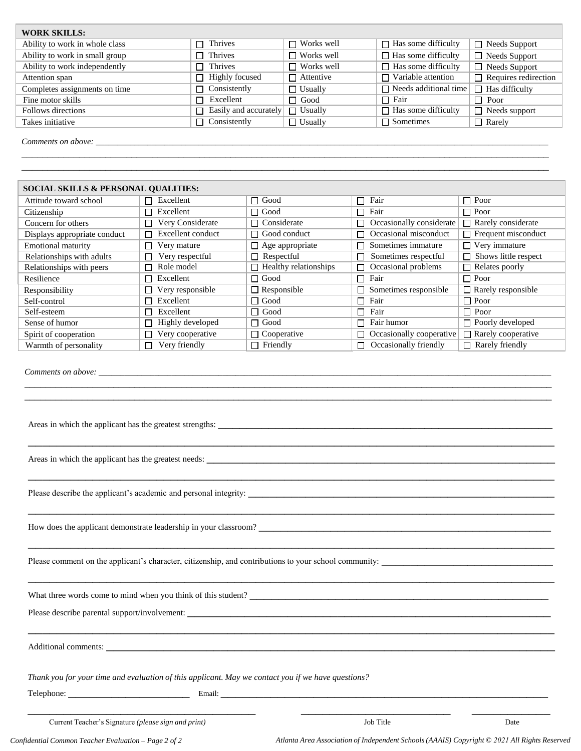| WORK SKILLS: | | | | |
|---|---|---|---|---|
| Ability to work in whole class | ☐ Thrives | ☐ Works well | ☐ Has some difficulty | ☐ Needs Support |
| Ability to work in small group | ☐ Thrives | ☐ Works well | ☐ Has some difficulty | ☐ Needs Support |
| Ability to work independently | ☐ Thrives | ☐ Works well | ☐ Has some difficulty | ☐ Needs Support |
| Attention span | ☐ Highly focused | ☐ Attentive | ☐ Variable attention | ☐ Requires redirection |
| Completes assignments on time | ☐ Consistently | ☐ Usually | ☐ Needs additional time | ☐ Has difficulty |
| Fine motor skills | ☐ Excellent | ☐ Good | ☐ Fair | ☐ Poor |
| Follows directions | ☐ Easily and accurately | ☐ Usually | ☐ Has some difficulty | ☐ Needs support |
| Takes initiative | ☐ Consistently | ☐ Usually | ☐ Sometimes | ☐ Rarely |

*Comments on above:* ______________________________________________

______________________________________________

______________________________________________

| SOCIAL SKILLS & PERSONAL QUALITIES: | | | | |
|---|---|---|---|---|
| Attitude toward school | ☐ Excellent | ☐ Good | ☐ Fair | ☐ Poor |
| Citizenship | ☐ Excellent | ☐ Good | ☐ Fair | ☐ Poor |
| Concern for others | ☐ Very Considerate | ☐ Considerate | ☐ Occasionally considerate | ☐ Rarely considerate |
| Displays appropriate conduct | ☐ Excellent conduct | ☐ Good conduct | ☐ Occasional misconduct | ☐ Frequent misconduct |
| Emotional maturity | ☐ Very mature | ☐ Age appropriate | ☐ Sometimes immature | ☐ Very immature |
| Relationships with adults | ☐ Very respectful | ☐ Respectful | ☐ Sometimes respectful | ☐ Shows little respect |
| Relationships with peers | ☐ Role model | ☐ Healthy relationships | ☐ Occasional problems | ☐ Relates poorly |
| Resilience | ☐ Excellent | ☐ Good | ☐ Fair | ☐ Poor |
| Responsibility | ☐ Very responsible | ☐ Responsible | ☐ Sometimes responsible | ☐ Rarely responsible |
| Self-control | ☐ Excellent | ☐ Good | ☐ Fair | ☐ Poor |
| Self-esteem | ☐ Excellent | ☐ Good | ☐ Fair | ☐ Poor |
| Sense of humor | ☐ Highly developed | ☐ Good | ☐ Fair humor | ☐ Poorly developed |
| Spirit of cooperation | ☐ Very cooperative | ☐ Cooperative | ☐ Occasionally cooperative | ☐ Rarely cooperative |
| Warmth of personality | ☐ Very friendly | ☐ Friendly | ☐ Occasionally friendly | ☐ Rarely friendly |

*Comments on above:* ______________________________________________

______________________________________________

______________________________________________

Areas in which the applicant has the greatest strengths: ______________________________________________

______________________________________________

Areas in which the applicant has the greatest needs: ______________________________________________

______________________________________________

Please describe the applicant's academic and personal integrity: ______________________________________________

______________________________________________

How does the applicant demonstrate leadership in your classroom? ______________________________________________

______________________________________________

Please comment on the applicant's character, citizenship, and contributions to your school community: ______________________________________________

______________________________________________

What three words come to mind when you think of this student? ______________________________________________

Please describe parental support/involvement: ______________________________________________

______________________________________________

Additional comments: ______________________________________________

*Thank you for your time and evaluation of this applicant. May we contact you if we have questions?*

Telephone: ____________________ Email: ______________________________________________

______________________________ ______________________________ ____________________

Current Teacher's Signature *(please sign and print)* Job Title Date

*Confidential Common Teacher Evaluation – Page 2 of 2* *Atlanta Area Association of Independent Schools (AAAIS) Copyright © 2021 All Rights Reserved*